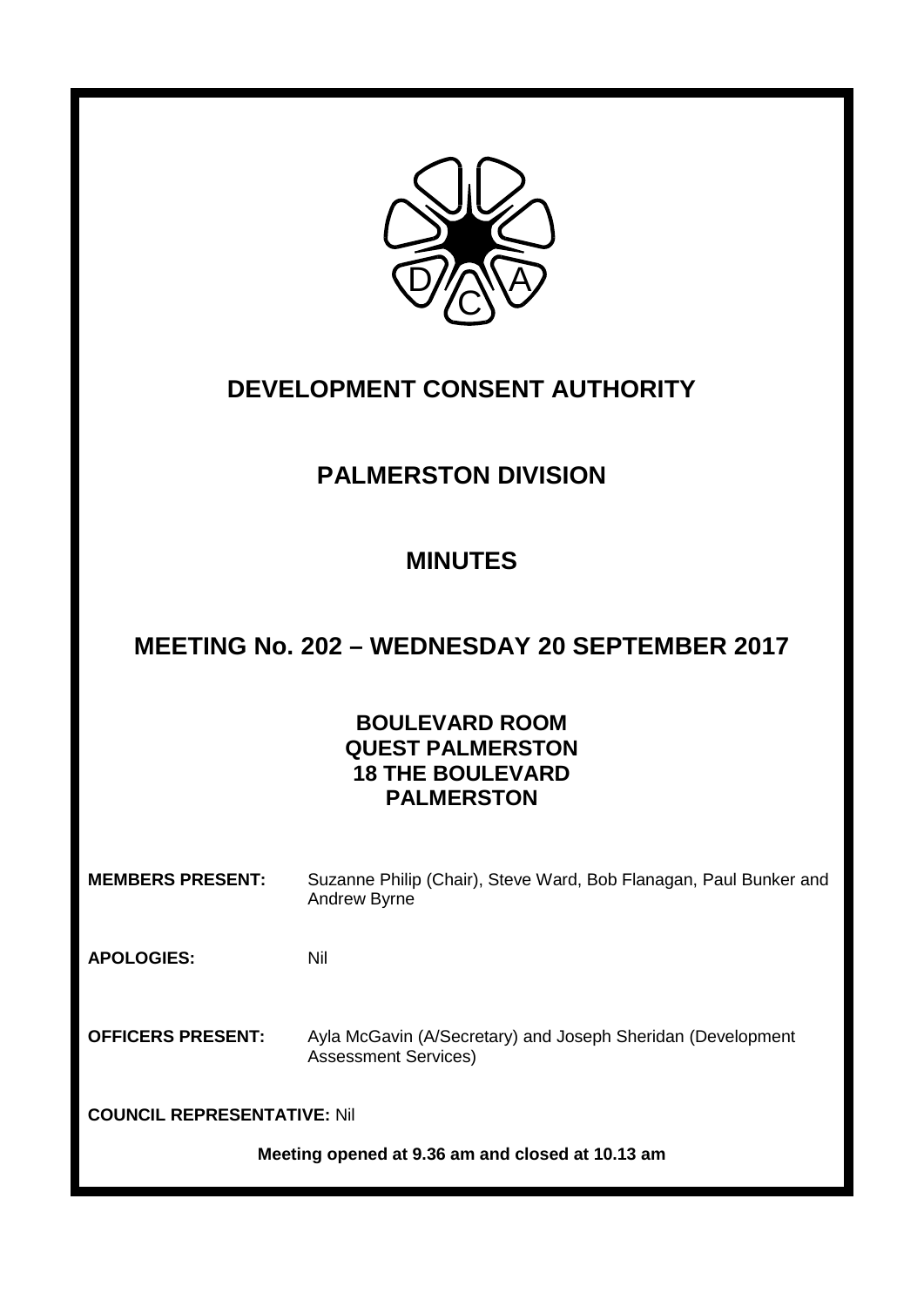# DEVELOPMENT CONSENT AUTHORITY

## PALMERSTON DIVISION

## MINUTES

## MEETING No. 202 – WEDNESDAY 20 SEPTEMBER 2017

**BOULEVARD ROOM**
**QUEST PALMERSTON**
**18 THE BOULEVARD**
**PALMERSTON**

**MEMBERS PRESENT:** Suzanne Philip (Chair), Steve Ward, Bob Flanagan, Paul Bunker and Andrew Byrne

**APOLOGIES:** Nil

**OFFICERS PRESENT:** Ayla McGavin (A/Secretary) and Joseph Sheridan (Development Assessment Services)

**COUNCIL REPRESENTATIVE:** Nil

**Meeting opened at 9.36 am and closed at 10.13 am**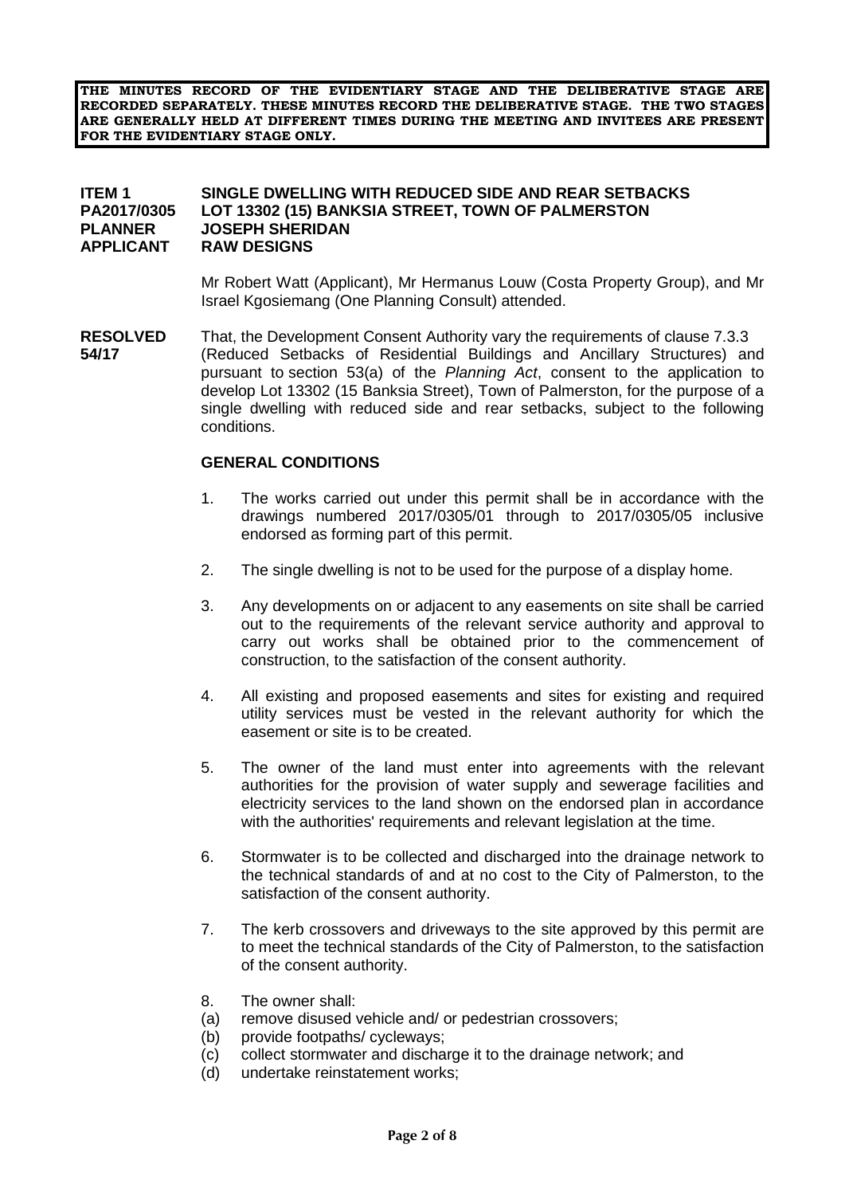**THE MINUTES RECORD OF THE EVIDENTIARY STAGE AND THE DELIBERATIVE STAGE ARE RECORDED SEPARATELY. THESE MINUTES RECORD THE DELIBERATIVE STAGE. THE TWO STAGES ARE GENERALLY HELD AT DIFFERENT TIMES DURING THE MEETING AND INVITEES ARE PRESENT FOR THE EVIDENTIARY STAGE ONLY.**

**ITEM 1** **SINGLE DWELLING WITH REDUCED SIDE AND REAR SETBACKS**
**PA2017/0305** **LOT 13302 (15) BANKSIA STREET, TOWN OF PALMERSTON**
**PLANNER** **JOSEPH SHERIDAN**
**APPLICANT** **RAW DESIGNS**

Mr Robert Watt (Applicant), Mr Hermanus Louw (Costa Property Group), and Mr Israel Kgosiemang (One Planning Consult) attended.

**RESOLVED 54/17**

That, the Development Consent Authority vary the requirements of clause 7.3.3 (Reduced Setbacks of Residential Buildings and Ancillary Structures) and pursuant to section 53(a) of the *Planning Act*, consent to the application to develop Lot 13302 (15 Banksia Street), Town of Palmerston, for the purpose of a single dwelling with reduced side and rear setbacks, subject to the following conditions.

**GENERAL CONDITIONS**

1. The works carried out under this permit shall be in accordance with the drawings numbered 2017/0305/01 through to 2017/0305/05 inclusive endorsed as forming part of this permit.

2. The single dwelling is not to be used for the purpose of a display home.

3. Any developments on or adjacent to any easements on site shall be carried out to the requirements of the relevant service authority and approval to carry out works shall be obtained prior to the commencement of construction, to the satisfaction of the consent authority.

4. All existing and proposed easements and sites for existing and required utility services must be vested in the relevant authority for which the easement or site is to be created.

5. The owner of the land must enter into agreements with the relevant authorities for the provision of water supply and sewerage facilities and electricity services to the land shown on the endorsed plan in accordance with the authorities' requirements and relevant legislation at the time.

6. Stormwater is to be collected and discharged into the drainage network to the technical standards of and at no cost to the City of Palmerston, to the satisfaction of the consent authority.

7. The kerb crossovers and driveways to the site approved by this permit are to meet the technical standards of the City of Palmerston, to the satisfaction of the consent authority.

8. The owner shall:
   (a) remove disused vehicle and/ or pedestrian crossovers;
   (b) provide footpaths/ cycleways;
   (c) collect stormwater and discharge it to the drainage network; and
   (d) undertake reinstatement works;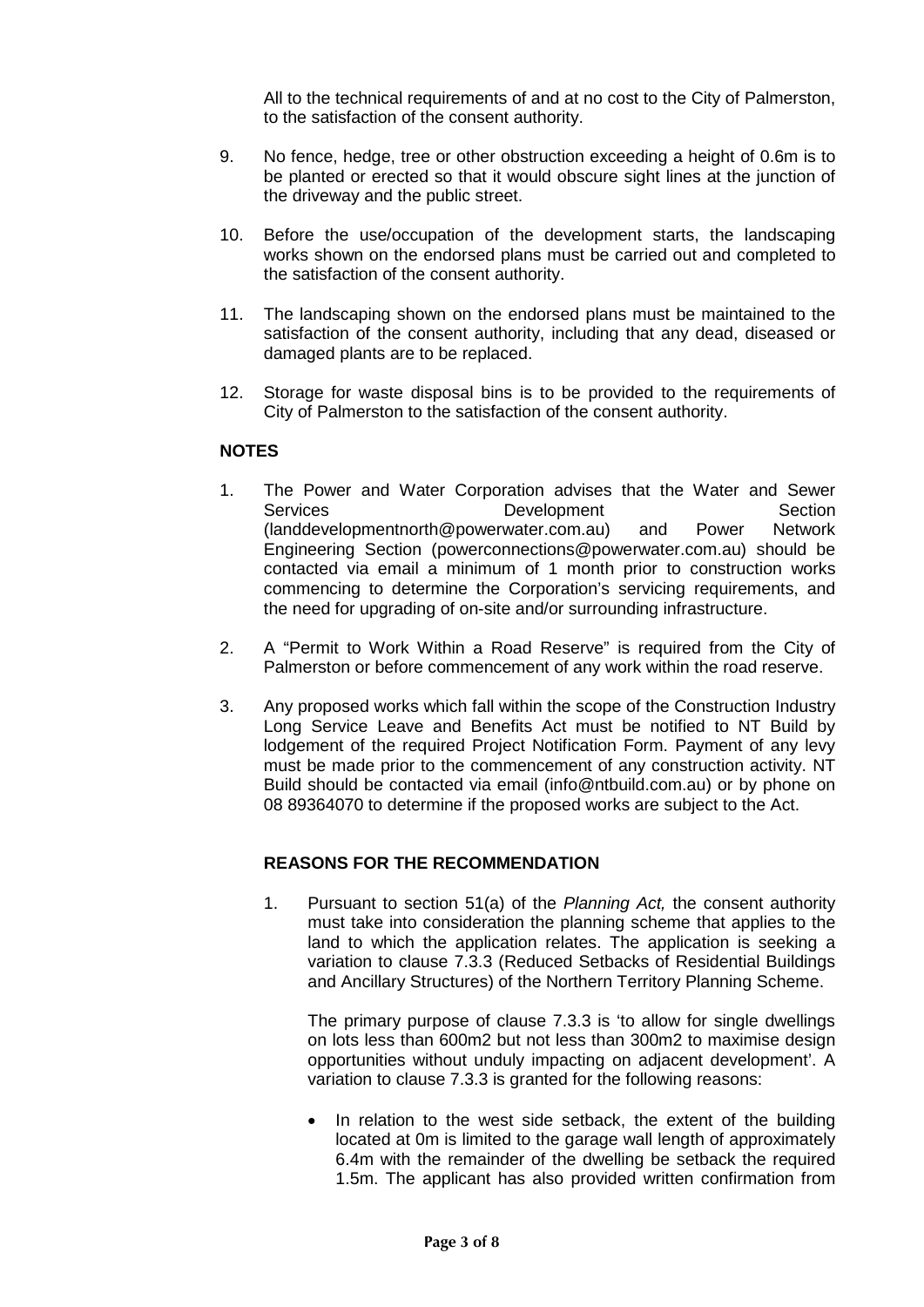All to the technical requirements of and at no cost to the City of Palmerston, to the satisfaction of the consent authority.

9. No fence, hedge, tree or other obstruction exceeding a height of 0.6m is to be planted or erected so that it would obscure sight lines at the junction of the driveway and the public street.

10. Before the use/occupation of the development starts, the landscaping works shown on the endorsed plans must be carried out and completed to the satisfaction of the consent authority.

11. The landscaping shown on the endorsed plans must be maintained to the satisfaction of the consent authority, including that any dead, diseased or damaged plants are to be replaced.

12. Storage for waste disposal bins is to be provided to the requirements of City of Palmerston to the satisfaction of the consent authority.

**NOTES**

1. The Power and Water Corporation advises that the Water and Sewer Services Development Section (landdevelopmentnorth@powerwater.com.au) and Power Network Engineering Section (powerconnections@powerwater.com.au) should be contacted via email a minimum of 1 month prior to construction works commencing to determine the Corporation's servicing requirements, and the need for upgrading of on-site and/or surrounding infrastructure.

2. A "Permit to Work Within a Road Reserve" is required from the City of Palmerston or before commencement of any work within the road reserve.

3. Any proposed works which fall within the scope of the Construction Industry Long Service Leave and Benefits Act must be notified to NT Build by lodgement of the required Project Notification Form. Payment of any levy must be made prior to the commencement of any construction activity. NT Build should be contacted via email (info@ntbuild.com.au) or by phone on 08 89364070 to determine if the proposed works are subject to the Act.

**REASONS FOR THE RECOMMENDATION**

1. Pursuant to section 51(a) of the *Planning Act,* the consent authority must take into consideration the planning scheme that applies to the land to which the application relates. The application is seeking a variation to clause 7.3.3 (Reduced Setbacks of Residential Buildings and Ancillary Structures) of the Northern Territory Planning Scheme.

   The primary purpose of clause 7.3.3 is 'to allow for single dwellings on lots less than 600m2 but not less than 300m2 to maximise design opportunities without unduly impacting on adjacent development'. A variation to clause 7.3.3 is granted for the following reasons:

   - In relation to the west side setback, the extent of the building located at 0m is limited to the garage wall length of approximately 6.4m with the remainder of the dwelling be setback the required 1.5m. The applicant has also provided written confirmation from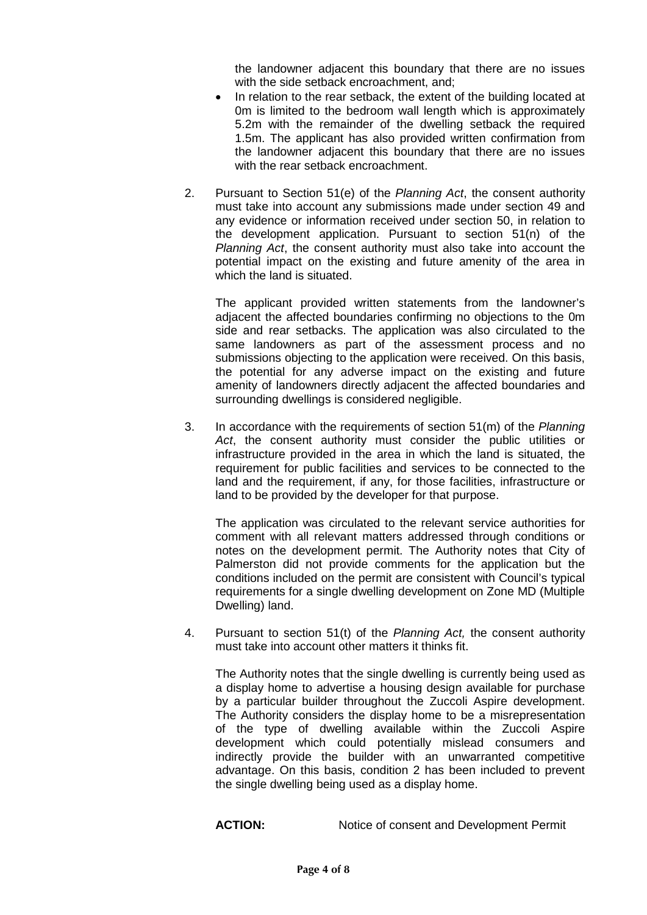the landowner adjacent this boundary that there are no issues with the side setback encroachment, and;

- In relation to the rear setback, the extent of the building located at 0m is limited to the bedroom wall length which is approximately 5.2m with the remainder of the dwelling setback the required 1.5m. The applicant has also provided written confirmation from the landowner adjacent this boundary that there are no issues with the rear setback encroachment.

2. Pursuant to Section 51(e) of the *Planning Act*, the consent authority must take into account any submissions made under section 49 and any evidence or information received under section 50, in relation to the development application. Pursuant to section 51(n) of the *Planning Act*, the consent authority must also take into account the potential impact on the existing and future amenity of the area in which the land is situated.

   The applicant provided written statements from the landowner's adjacent the affected boundaries confirming no objections to the 0m side and rear setbacks. The application was also circulated to the same landowners as part of the assessment process and no submissions objecting to the application were received. On this basis, the potential for any adverse impact on the existing and future amenity of landowners directly adjacent the affected boundaries and surrounding dwellings is considered negligible.

3. In accordance with the requirements of section 51(m) of the *Planning Act*, the consent authority must consider the public utilities or infrastructure provided in the area in which the land is situated, the requirement for public facilities and services to be connected to the land and the requirement, if any, for those facilities, infrastructure or land to be provided by the developer for that purpose.

   The application was circulated to the relevant service authorities for comment with all relevant matters addressed through conditions or notes on the development permit. The Authority notes that City of Palmerston did not provide comments for the application but the conditions included on the permit are consistent with Council's typical requirements for a single dwelling development on Zone MD (Multiple Dwelling) land.

4. Pursuant to section 51(t) of the *Planning Act,* the consent authority must take into account other matters it thinks fit.

   The Authority notes that the single dwelling is currently being used as a display home to advertise a housing design available for purchase by a particular builder throughout the Zuccoli Aspire development. The Authority considers the display home to be a misrepresentation of the type of dwelling available within the Zuccoli Aspire development which could potentially mislead consumers and indirectly provide the builder with an unwarranted competitive advantage. On this basis, condition 2 has been included to prevent the single dwelling being used as a display home.

**ACTION:** Notice of consent and Development Permit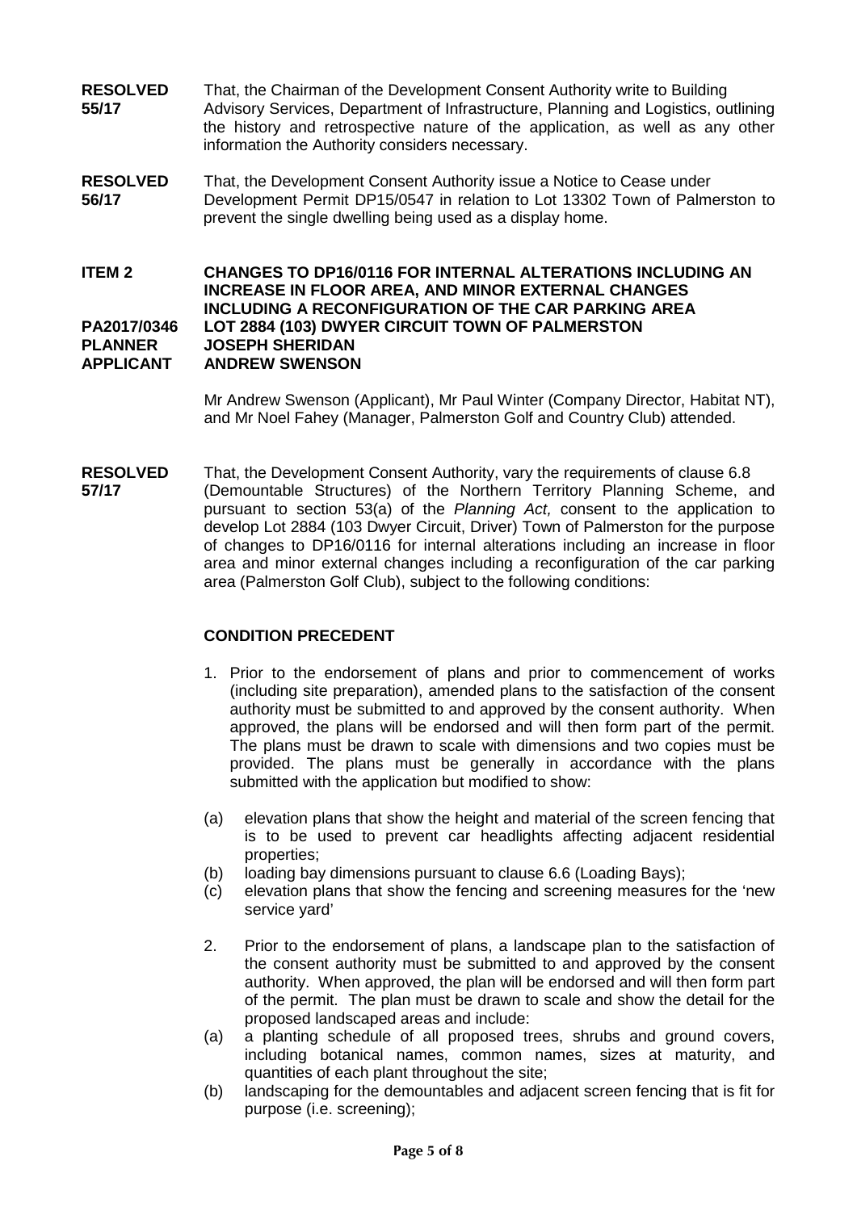**RESOLVED 55/17** That, the Chairman of the Development Consent Authority write to Building Advisory Services, Department of Infrastructure, Planning and Logistics, outlining the history and retrospective nature of the application, as well as any other information the Authority considers necessary.

**RESOLVED 56/17** That, the Development Consent Authority issue a Notice to Cease under Development Permit DP15/0547 in relation to Lot 13302 Town of Palmerston to prevent the single dwelling being used as a display home.

**ITEM 2** **CHANGES TO DP16/0116 FOR INTERNAL ALTERATIONS INCLUDING AN INCREASE IN FLOOR AREA, AND MINOR EXTERNAL CHANGES INCLUDING A RECONFIGURATION OF THE CAR PARKING AREA**
**PA2017/0346** **LOT 2884 (103) DWYER CIRCUIT TOWN OF PALMERSTON**
**PLANNER** **JOSEPH SHERIDAN**
**APPLICANT** **ANDREW SWENSON**

Mr Andrew Swenson (Applicant), Mr Paul Winter (Company Director, Habitat NT), and Mr Noel Fahey (Manager, Palmerston Golf and Country Club) attended.

**RESOLVED 57/17** That, the Development Consent Authority, vary the requirements of clause 6.8 (Demountable Structures) of the Northern Territory Planning Scheme, and pursuant to section 53(a) of the *Planning Act,* consent to the application to develop Lot 2884 (103 Dwyer Circuit, Driver) Town of Palmerston for the purpose of changes to DP16/0116 for internal alterations including an increase in floor area and minor external changes including a reconfiguration of the car parking area (Palmerston Golf Club), subject to the following conditions:

**CONDITION PRECEDENT**

1. Prior to the endorsement of plans and prior to commencement of works (including site preparation), amended plans to the satisfaction of the consent authority must be submitted to and approved by the consent authority. When approved, the plans will be endorsed and will then form part of the permit. The plans must be drawn to scale with dimensions and two copies must be provided. The plans must be generally in accordance with the plans submitted with the application but modified to show:

(a) elevation plans that show the height and material of the screen fencing that is to be used to prevent car headlights affecting adjacent residential properties;
(b) loading bay dimensions pursuant to clause 6.6 (Loading Bays);
(c) elevation plans that show the fencing and screening measures for the 'new service yard'

2. Prior to the endorsement of plans, a landscape plan to the satisfaction of the consent authority must be submitted to and approved by the consent authority. When approved, the plan will be endorsed and will then form part of the permit. The plan must be drawn to scale and show the detail for the proposed landscaped areas and include:
(a) a planting schedule of all proposed trees, shrubs and ground covers, including botanical names, common names, sizes at maturity, and quantities of each plant throughout the site;
(b) landscaping for the demountables and adjacent screen fencing that is fit for purpose (i.e. screening);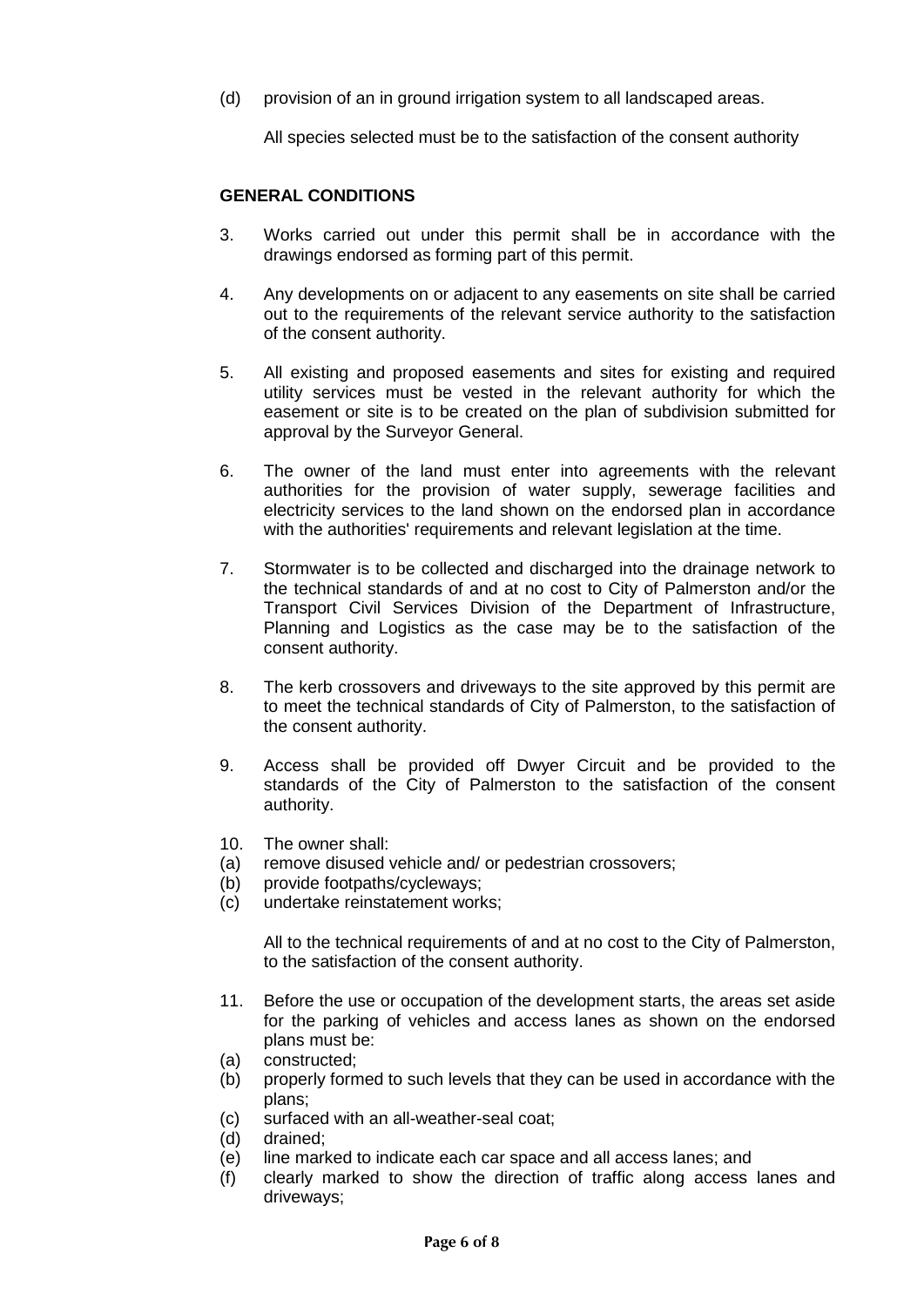(d) provision of an in ground irrigation system to all landscaped areas.

All species selected must be to the satisfaction of the consent authority

**GENERAL CONDITIONS**

3. Works carried out under this permit shall be in accordance with the drawings endorsed as forming part of this permit.

4. Any developments on or adjacent to any easements on site shall be carried out to the requirements of the relevant service authority to the satisfaction of the consent authority.

5. All existing and proposed easements and sites for existing and required utility services must be vested in the relevant authority for which the easement or site is to be created on the plan of subdivision submitted for approval by the Surveyor General.

6. The owner of the land must enter into agreements with the relevant authorities for the provision of water supply, sewerage facilities and electricity services to the land shown on the endorsed plan in accordance with the authorities' requirements and relevant legislation at the time.

7. Stormwater is to be collected and discharged into the drainage network to the technical standards of and at no cost to City of Palmerston and/or the Transport Civil Services Division of the Department of Infrastructure, Planning and Logistics as the case may be to the satisfaction of the consent authority.

8. The kerb crossovers and driveways to the site approved by this permit are to meet the technical standards of City of Palmerston, to the satisfaction of the consent authority.

9. Access shall be provided off Dwyer Circuit and be provided to the standards of the City of Palmerston to the satisfaction of the consent authority.

10. The owner shall:
(a) remove disused vehicle and/ or pedestrian crossovers;
(b) provide footpaths/cycleways;
(c) undertake reinstatement works;

All to the technical requirements of and at no cost to the City of Palmerston, to the satisfaction of the consent authority.

11. Before the use or occupation of the development starts, the areas set aside for the parking of vehicles and access lanes as shown on the endorsed plans must be:
(a) constructed;
(b) properly formed to such levels that they can be used in accordance with the plans;
(c) surfaced with an all-weather-seal coat;
(d) drained;
(e) line marked to indicate each car space and all access lanes; and
(f) clearly marked to show the direction of traffic along access lanes and driveways;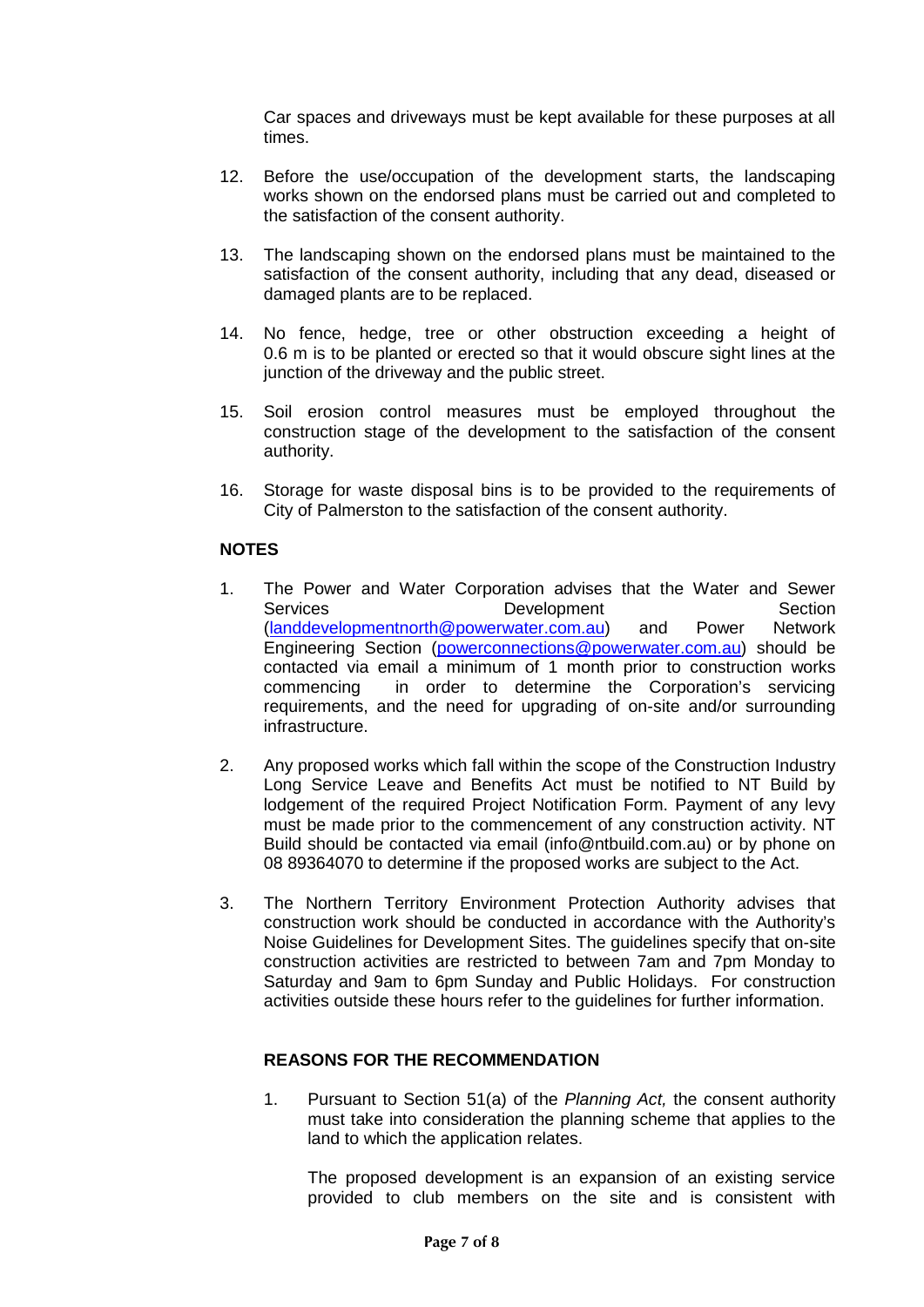Car spaces and driveways must be kept available for these purposes at all times.

12. Before the use/occupation of the development starts, the landscaping works shown on the endorsed plans must be carried out and completed to the satisfaction of the consent authority.

13. The landscaping shown on the endorsed plans must be maintained to the satisfaction of the consent authority, including that any dead, diseased or damaged plants are to be replaced.

14. No fence, hedge, tree or other obstruction exceeding a height of 0.6 m is to be planted or erected so that it would obscure sight lines at the junction of the driveway and the public street.

15. Soil erosion control measures must be employed throughout the construction stage of the development to the satisfaction of the consent authority.

16. Storage for waste disposal bins is to be provided to the requirements of City of Palmerston to the satisfaction of the consent authority.

**NOTES**

1. The Power and Water Corporation advises that the Water and Sewer Services Development Section (landdevelopmentnorth@powerwater.com.au) and Power Network Engineering Section (powerconnections@powerwater.com.au) should be contacted via email a minimum of 1 month prior to construction works commencing in order to determine the Corporation's servicing requirements, and the need for upgrading of on-site and/or surrounding infrastructure.

2. Any proposed works which fall within the scope of the Construction Industry Long Service Leave and Benefits Act must be notified to NT Build by lodgement of the required Project Notification Form. Payment of any levy must be made prior to the commencement of any construction activity. NT Build should be contacted via email (info@ntbuild.com.au) or by phone on 08 89364070 to determine if the proposed works are subject to the Act.

3. The Northern Territory Environment Protection Authority advises that construction work should be conducted in accordance with the Authority's Noise Guidelines for Development Sites. The guidelines specify that on-site construction activities are restricted to between 7am and 7pm Monday to Saturday and 9am to 6pm Sunday and Public Holidays. For construction activities outside these hours refer to the guidelines for further information.

**REASONS FOR THE RECOMMENDATION**

1. Pursuant to Section 51(a) of the *Planning Act,* the consent authority must take into consideration the planning scheme that applies to the land to which the application relates.

   The proposed development is an expansion of an existing service provided to club members on the site and is consistent with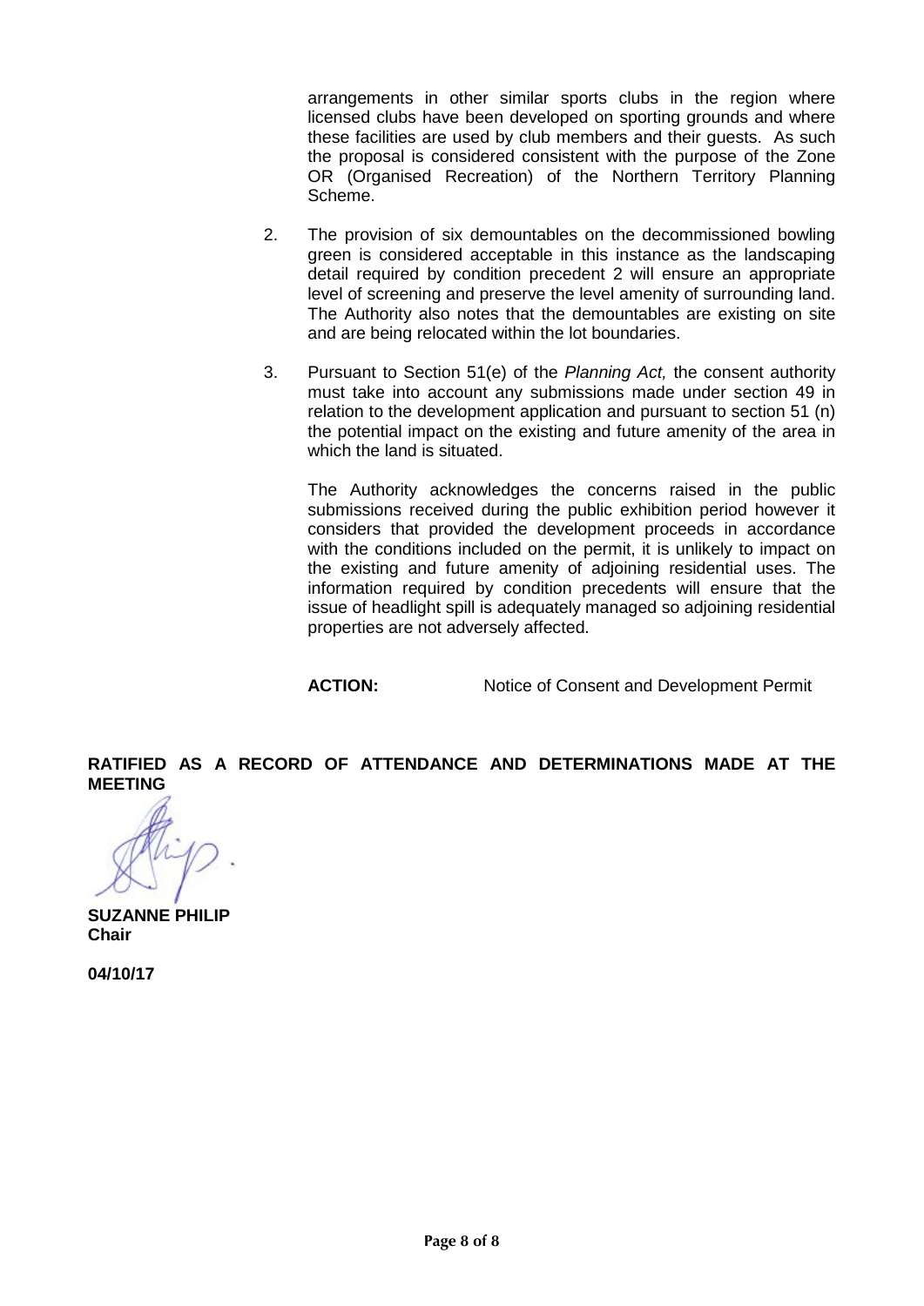arrangements in other similar sports clubs in the region where licensed clubs have been developed on sporting grounds and where these facilities are used by club members and their guests. As such the proposal is considered consistent with the purpose of the Zone OR (Organised Recreation) of the Northern Territory Planning Scheme.

2. The provision of six demountables on the decommissioned bowling green is considered acceptable in this instance as the landscaping detail required by condition precedent 2 will ensure an appropriate level of screening and preserve the level amenity of surrounding land. The Authority also notes that the demountables are existing on site and are being relocated within the lot boundaries.

3. Pursuant to Section 51(e) of the *Planning Act,* the consent authority must take into account any submissions made under section 49 in relation to the development application and pursuant to section 51 (n) the potential impact on the existing and future amenity of the area in which the land is situated.

   The Authority acknowledges the concerns raised in the public submissions received during the public exhibition period however it considers that provided the development proceeds in accordance with the conditions included on the permit, it is unlikely to impact on the existing and future amenity of adjoining residential uses. The information required by condition precedents will ensure that the issue of headlight spill is adequately managed so adjoining residential properties are not adversely affected.

**ACTION:** Notice of Consent and Development Permit

**RATIFIED AS A RECORD OF ATTENDANCE AND DETERMINATIONS MADE AT THE MEETING**

**SUZANNE PHILIP**
**Chair**

**04/10/17**